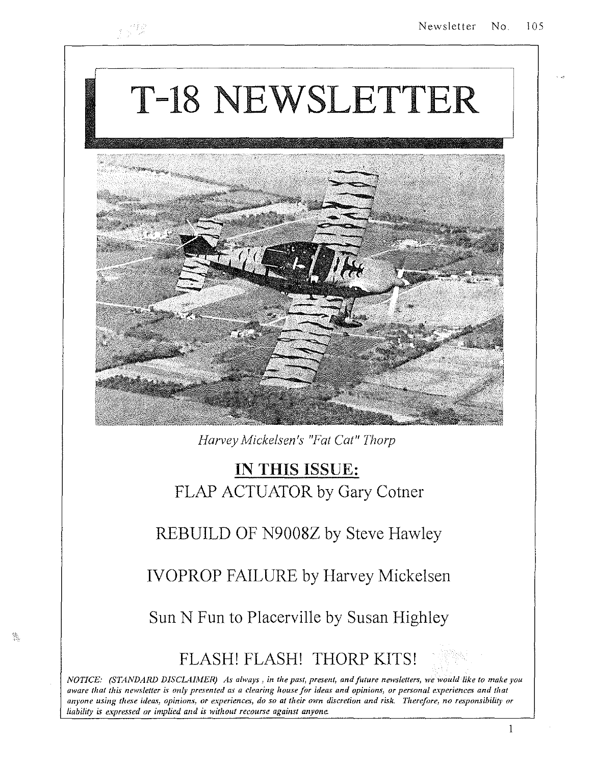# T-18 NEWSLETTER

*Harvey Mickelsen's "Fat Cat" Thorp*

## IN THIS ISSUE:

FLAP ACTUATOR by Gary Cotner

REBUILD OF N9008Z by Steve Hawley

IVOPROP FAILURE by Harvey Mickelsen

Sun N Fun to Placerville by Susan Highley

FLASH! FLASH! THORP KITS!

*NOTICE: (STANDARD DISCLAIMER) As always, in the past, present, and future newsletters, we would like to make you aware that this newsletter is only presented as a clearing house for ideas and opinions, or personal experiences and that anyone using these ideas, opinions, or experiences, do so at their own discretion and risk. Therefore, no responsibility or liability is expressed or implied and is without recourse against anyone.*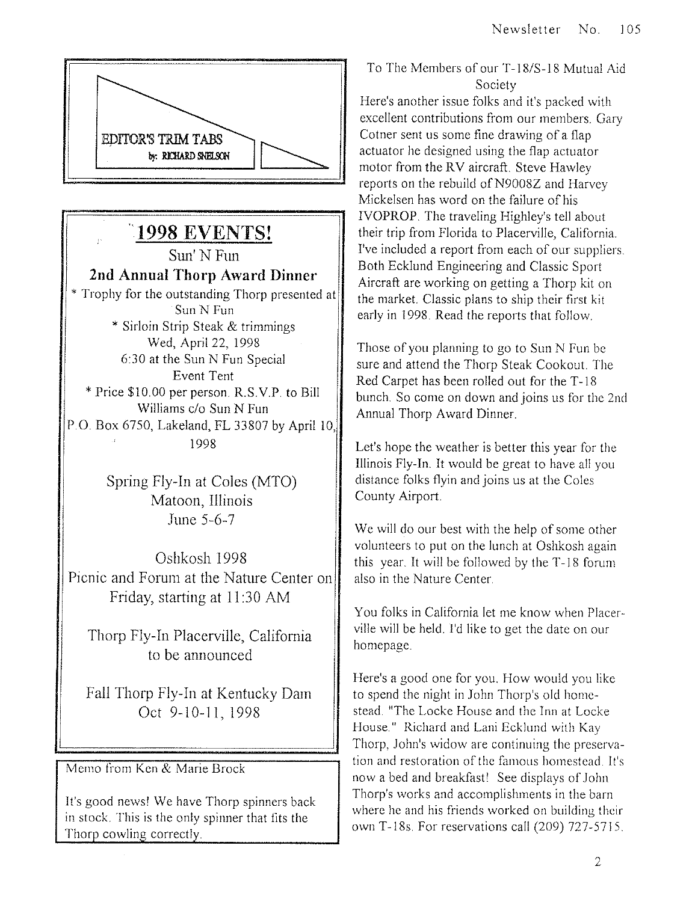## EDITOR'S TRIM TABS

by: RICHARD SNELSON

## 1998 EVENTS!

Sun' N Fun

**2nd Annual Thorp Award Dinner**

* Trophy for the outstanding Thorp presented at Sun N Fun
* Sirloin Strip Steak & trimmings

Wed, April 22, 1998

6:30 at the Sun N Fun Special Event Tent

* Price $10.00 per person. R.S.V.P. to Bill Williams c/o Sun N Fun

P.O. Box 6750, Lakeland, FL 33807 by April 10, 1998

Spring Fly-In at Coles (MTO)
Matoon, Illinois
June 5-6-7

Oshkosh 1998
Picnic and Forum at the Nature Center on Friday, starting at 11:30 AM

Thorp Fly-In Placerville, California
to be announced

Fall Thorp Fly-In at Kentucky Dam
Oct 9-10-11, 1998

Memo from Ken & Marie Brock

It's good news! We have Thorp spinners back in stock. This is the only spinner that fits the Thorp cowling correctly.

To The Members of our T-18/S-18 Mutual Aid Society

Here's another issue folks and it's packed with excellent contributions from our members. Gary Cotner sent us some fine drawing of a flap actuator he designed using the flap actuator motor from the RV aircraft. Steve Hawley reports on the rebuild of N9008Z and Harvey Mickelsen has word on the failure of his IVOPROP. The traveling Highley's tell about their trip from Florida to Placerville, California. I've included a report from each of our suppliers. Both Ecklund Engineering and Classic Sport Aircraft are working on getting a Thorp kit on the market. Classic plans to ship their first kit early in 1998. Read the reports that follow.

Those of you planning to go to Sun N Fun be sure and attend the Thorp Steak Cookout. The Red Carpet has been rolled out for the T-18 bunch. So come on down and joins us for the 2nd Annual Thorp Award Dinner.

Let's hope the weather is better this year for the Illinois Fly-In. It would be great to have all you distance folks flyin and joins us at the Coles County Airport.

We will do our best with the help of some other volunteers to put on the lunch at Oshkosh again this year. It will be followed by the T-18 forum also in the Nature Center.

You folks in California let me know when Placerville will be held. I'd like to get the date on our homepage.

Here's a good one for you. How would you like to spend the night in John Thorp's old homestead. "The Locke House and the Inn at Locke House." Richard and Lani Ecklund with Kay Thorp, John's widow are continuing the preservation and restoration of the famous homestead. It's now a bed and breakfast! See displays of John Thorp's works and accomplishments in the barn where he and his friends worked on building their own T-18s. For reservations call (209) 727-5715.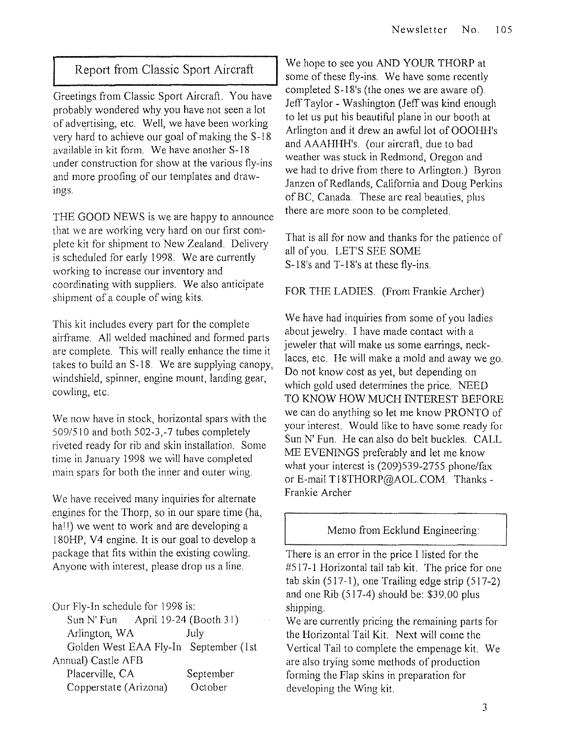## Report from Classic Sport Aircraft

Greetings from Classic Sport Aircraft. You have probably wondered why you have not seen a lot of advertising, etc. Well, we have been working very hard to achieve our goal of making the S-18 available in kit form. We have another S-18 under construction for show at the various fly-ins and more proofing of our templates and drawings.

THE GOOD NEWS is we are happy to announce that we are working very hard on our first complete kit for shipment to New Zealand. Delivery is scheduled for early 1998. We are currently working to increase our inventory and coordinating with suppliers. We also anticipate shipment of a couple of wing kits.

This kit includes every part for the complete airframe. All welded machined and formed parts are complete. This will really enhance the time it takes to build an S-18. We are supplying canopy, windshield, spinner, engine mount, landing gear, cowling, etc.

We now have in stock, horizontal spars with the 509/510 and both 502-3,-7 tubes completely riveted ready for rib and skin installation. Some time in January 1998 we will have completed main spars for both the inner and outer wing.

We have received many inquiries for alternate engines for the Thorp, so in our spare time (ha, ha!!) we went to work and are developing a 180HP, V4 engine. It is our goal to develop a package that fits within the existing cowling. Anyone with interest, please drop us a line.

Our Fly-In schedule for 1998 is:

| | |
|---|---|
| Sun N' Fun | April 19-24 (Booth 31) |
| Arlington, WA | July |
| Golden West EAA Fly-In | September (1st Annual) Castle AFB |
| Placerville, CA | September |
| Copperstate (Arizona) | October |

We hope to see you AND YOUR THORP at some of these fly-ins. We have some recently completed S-18's (the ones we are aware of). Jeff Taylor - Washington (Jeff was kind enough to let us put his beautiful plane in our booth at Arlington and it drew an awful lot of OOOHH's and AAAHHH's. (our aircraft, due to bad weather was stuck in Redmond, Oregon and we had to drive from there to Arlington.) Byron Janzen of Redlands, California and Doug Perkins of BC, Canada. These are real beauties, plus there are more soon to be completed.

That is all for now and thanks for the patience of all of you. LET'S SEE SOME S-18's and T-18's at these fly-ins.

FOR THE LADIES. (From Frankie Archer)

We have had inquiries from some of you ladies about jewelry. I have made contact with a jeweler that will make us some earrings, necklaces, etc. He will make a mold and away we go. Do not know cost as yet, but depending on which gold used determines the price. NEED TO KNOW HOW MUCH INTEREST BEFORE we can do anything so let me know PRONTO of your interest. Would like to have some ready for Sun N' Fun. He can also do belt buckles. CALL ME EVENINGS preferably and let me know what your interest is (209)539-2755 phone/fax or E-mail T18THORP@AOL.COM. Thanks - Frankie Archer

## Memo from Ecklund Engineering:

There is an error in the price I listed for the #517-1 Horizontal tail tab kit. The price for one tab skin (517-1), one Trailing edge strip (517-2) and one Rib (517-4) should be: $39.00 plus shipping.

We are currently pricing the remaining parts for the Horizontal Tail Kit. Next will come the Vertical Tail to complete the empenage kit. We are also trying some methods of production forming the Flap skins in preparation for developing the Wing kit.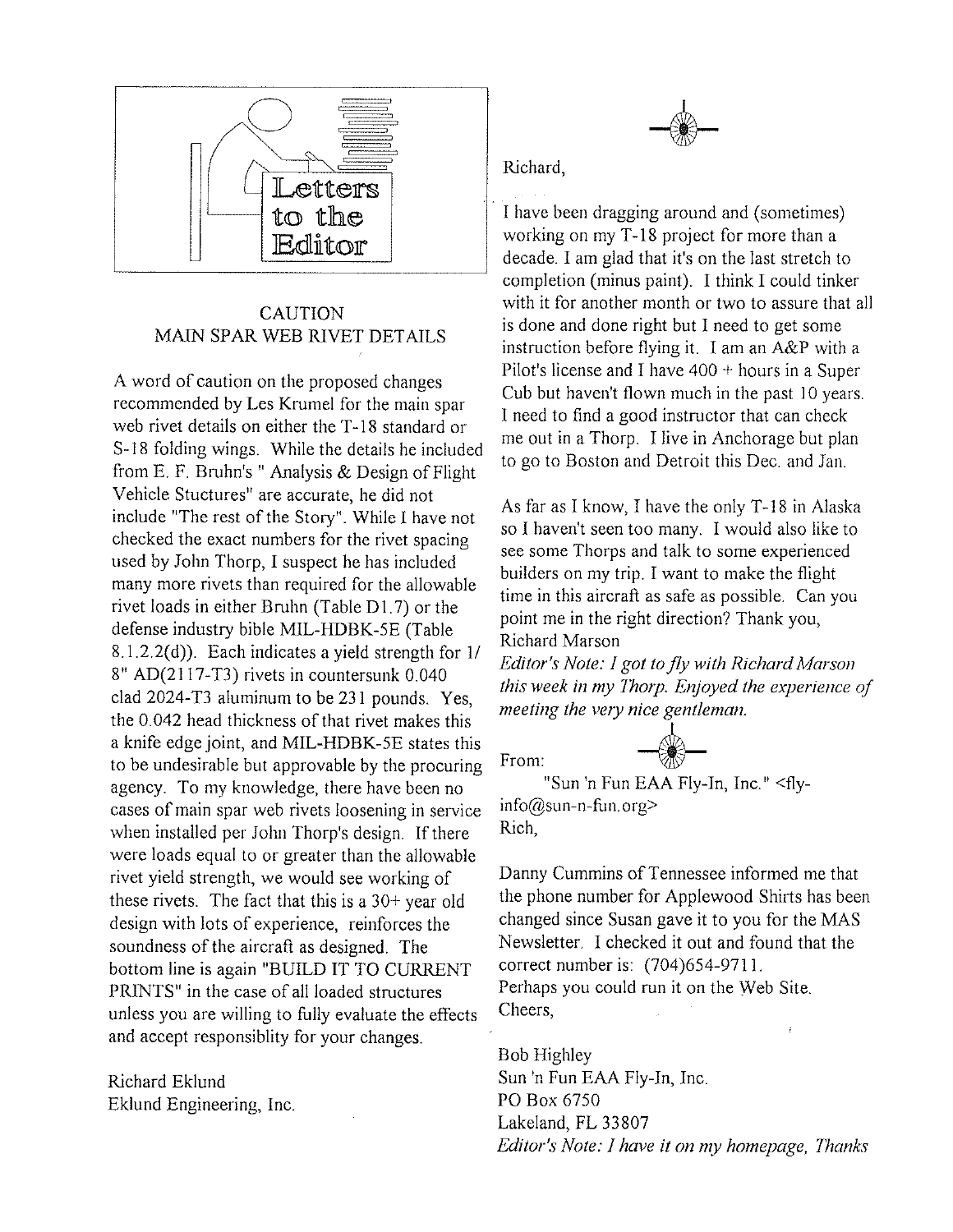# Letters to the Editor

## CAUTION
## MAIN SPAR WEB RIVET DETAILS

A word of caution on the proposed changes recommended by Les Krumel for the main spar web rivet details on either the T-18 standard or S-18 folding wings. While the details he included from E. F. Bruhn's " Analysis & Design of Flight Vehicle Stuctures" are accurate, he did not include "The rest of the Story". While I have not checked the exact numbers for the rivet spacing used by John Thorp, I suspect he has included many more rivets than required for the allowable rivet loads in either Bruhn (Table D1.7) or the defense industry bible MIL-HDBK-5E (Table 8.1.2.2(d)). Each indicates a yield strength for 1/8" AD(2117-T3) rivets in countersunk 0.040 clad 2024-T3 aluminum to be 231 pounds. Yes, the 0.042 head thickness of that rivet makes this a knife edge joint, and MIL-HDBK-5E states this to be undesirable but approvable by the procuring agency. To my knowledge, there have been no cases of main spar web rivets loosening in service when installed per John Thorp's design. If there were loads equal to or greater than the allowable rivet yield strength, we would see working of these rivets. The fact that this is a 30+ year old design with lots of experience, reinforces the soundness of the aircraft as designed. The bottom line is again "BUILD IT TO CURRENT PRINTS" in the case of all loaded structures unless you are willing to fully evaluate the effects and accept responsiblity for your changes.

Richard Eklund
Eklund Engineering, Inc.

---

Richard,

I have been dragging around and (sometimes) working on my T-18 project for more than a decade. I am glad that it's on the last stretch to completion (minus paint). I think I could tinker with it for another month or two to assure that all is done and done right but I need to get some instruction before flying it. I am an A&P with a Pilot's license and I have 400 + hours in a Super Cub but haven't flown much in the past 10 years. I need to find a good instructor that can check me out in a Thorp. I live in Anchorage but plan to go to Boston and Detroit this Dec. and Jan.

As far as I know, I have the only T-18 in Alaska so I haven't seen too many. I would also like to see some Thorps and talk to some experienced builders on my trip. I want to make the flight time in this aircraft as safe as possible. Can you point me in the right direction? Thank you,
Richard Marson

*Editor's Note: I got to fly with Richard Marson this week in my Thorp. Enjoyed the experience of meeting the very nice gentleman.*

---

From:
"Sun 'n Fun EAA Fly-In, Inc." <fly-info@sun-n-fun.org>

Rich,

Danny Cummins of Tennessee informed me that the phone number for Applewood Shirts has been changed since Susan gave it to you for the MAS Newsletter. I checked it out and found that the correct number is: (704)654-9711.
Perhaps you could run it on the Web Site.
Cheers,

Bob Highley
Sun 'n Fun EAA Fly-In, Inc.
PO Box 6750
Lakeland, FL 33807

*Editor's Note: I have it on my homepage, Thanks*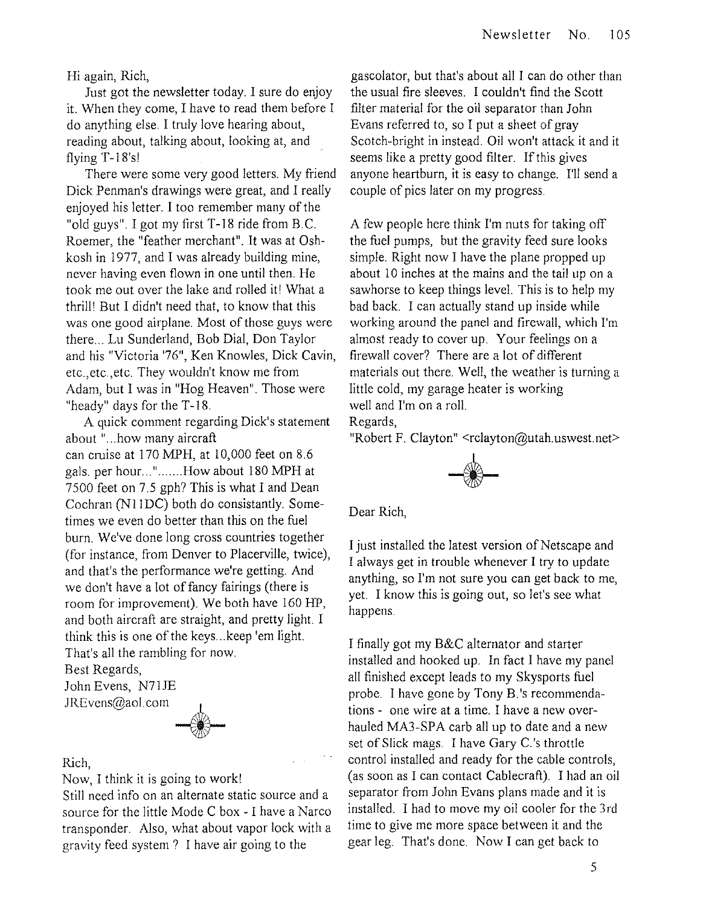Hi again, Rich,

Just got the newsletter today. I sure do enjoy it. When they come, I have to read them before I do anything else. I truly love hearing about, reading about, talking about, looking at, and flying T-18's!

There were some very good letters. My friend Dick Penman's drawings were great, and I really enjoyed his letter. I too remember many of the "old guys". I got my first T-18 ride from B.C. Roemer, the "feather merchant". It was at Oshkosh in 1977, and I was already building mine, never having even flown in one until then. He took me out over the lake and rolled it! What a thrill! But I didn't need that, to know that this was one good airplane. Most of those guys were there... Lu Sunderland, Bob Dial, Don Taylor and his "Victoria '76", Ken Knowles, Dick Cavin, etc.,etc.,etc. They wouldn't know me from Adam, but I was in "Hog Heaven". Those were "heady" days for the T-18.

A quick comment regarding Dick's statement about "...how many aircraft can cruise at 170 MPH, at 10,000 feet on 8.6 gals. per hour..."......How about 180 MPH at 7500 feet on 7.5 gph? This is what I and Dean Cochran (N11DC) both do consistantly. Sometimes we even do better than this on the fuel burn. We've done long cross countries together (for instance, from Denver to Placerville, twice), and that's the performance we're getting. And we don't have a lot of fancy fairings (there is room for improvement). We both have 160 HP, and both aircraft are straight, and pretty light. I think this is one of the keys...keep 'em light. That's all the rambling for now.

Best Regards,
John Evens, N71JE
JREvens@aol.com

Rich,

Now, I think it is going to work!

Still need info on an alternate static source and a source for the little Mode C box - I have a Narco transponder. Also, what about vapor lock with a gravity feed system ? I have air going to the gascolator, but that's about all I can do other than the usual fire sleeves. I couldn't find the Scott filter material for the oil separator than John Evans referred to, so I put a sheet of gray Scotch-bright in instead. Oil won't attack it and it seems like a pretty good filter. If this gives anyone heartburn, it is easy to change. I'll send a couple of pics later on my progress.

A few people here think I'm nuts for taking off the fuel pumps, but the gravity feed sure looks simple. Right now I have the plane propped up about 10 inches at the mains and the tail up on a sawhorse to keep things level. This is to help my bad back. I can actually stand up inside while working around the panel and firewall, which I'm almost ready to cover up. Your feelings on a firewall cover? There are a lot of different materials out there. Well, the weather is turning a little cold, my garage heater is working well and I'm on a roll.

Regards,
"Robert F. Clayton" <rclayton@utah.uswest.net>

Dear Rich,

I just installed the latest version of Netscape and I always get in trouble whenever I try to update anything, so I'm not sure you can get back to me, yet. I know this is going out, so let's see what happens.

I finally got my B&C alternator and starter installed and hooked up. In fact I have my panel all finished except leads to my Skysports fuel probe. I have gone by Tony B.'s recommendations - one wire at a time. I have a new overhauled MA3-SPA carb all up to date and a new set of Slick mags. I have Gary C.'s throttle control installed and ready for the cable controls, (as soon as I can contact Cablecraft). I had an oil separator from John Evans plans made and it is installed. I had to move my oil cooler for the 3rd time to give me more space between it and the gear leg. That's done. Now I can get back to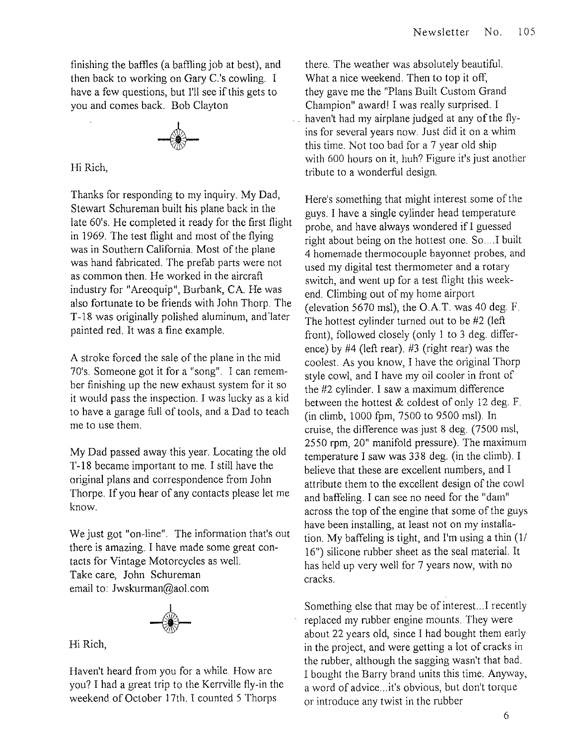finishing the baffles (a baffling job at best), and then back to working on Gary C.'s cowling. I have a few questions, but I'll see if this gets to you and comes back. Bob Clayton

Hi Rich,

Thanks for responding to my inquiry. My Dad, Stewart Schureman built his plane back in the late 60's. He completed it ready for the first flight in 1969. The test flight and most of the flying was in Southern California. Most of the plane was hand fabricated. The prefab parts were not as common then. He worked in the aircraft industry for "Areoquip", Burbank, CA. He was also fortunate to be friends with John Thorp. The T-18 was originally polished aluminum, and later painted red. It was a fine example.

A stroke forced the sale of the plane in the mid 70's. Someone got it for a "song". I can remember finishing up the new exhaust system for it so it would pass the inspection. I was lucky as a kid to have a garage full of tools, and a Dad to teach me to use them.

My Dad passed away this year. Locating the old T-18 became important to me. I still have the original plans and correspondence from John Thorpe. If you hear of any contacts please let me know.

We just got "on-line". The information that's out there is amazing. I have made some great contacts for Vintage Motorcycles as well.
Take care, John Schureman
email to: Jwskurman@aol.com

Hi Rich,

Haven't heard from you for a while. How are you? I had a great trip to the Kerrville fly-in the weekend of October 17th. I counted 5 Thorps there. The weather was absolutely beautiful. What a nice weekend. Then to top it off, they gave me the "Plans Built Custom Grand Champion" award! I was really surprised. I haven't had my airplane judged at any of the fly-ins for several years now. Just did it on a whim this time. Not too bad for a 7 year old ship with 600 hours on it, huh? Figure it's just another tribute to a wonderful design.

Here's something that might interest some of the guys. I have a single cylinder head temperature probe, and have always wondered if I guessed right about being on the hottest one. So....I built 4 homemade thermocouple bayonnet probes, and used my digital test thermometer and a rotary switch, and went up for a test flight this weekend. Climbing out of my home airport (elevation 5670 msl), the O.A.T. was 40 deg. F. The hottest cylinder turned out to be #2 (left front), followed closely (only 1 to 3 deg. difference) by #4 (left rear). #3 (right rear) was the coolest. As you know, I have the original Thorp style cowl, and I have my oil cooler in front of the #2 cylinder. I saw a maximum difference between the hottest & coldest of only 12 deg. F. (in climb, 1000 fpm, 7500 to 9500 msl). In cruise, the difference was just 8 deg. (7500 msl, 2550 rpm, 20" manifold pressure). The maximum temperature I saw was 338 deg. (in the climb). I believe that these are excellent numbers, and I attribute them to the excellent design of the cowl and baffeling. I can see no need for the "dam" across the top of the engine that some of the guys have been installing, at least not on my installation. My baffeling is tight, and I'm using a thin (1/16") silicone rubber sheet as the seal material. It has held up very well for 7 years now, with no cracks.

Something else that may be of interest...I recently replaced my rubber engine mounts. They were about 22 years old, since I had bought them early in the project, and were getting a lot of cracks in the rubber, although the sagging wasn't that bad. I bought the Barry brand units this time. Anyway, a word of advice...it's obvious, but don't torque or introduce any twist in the rubber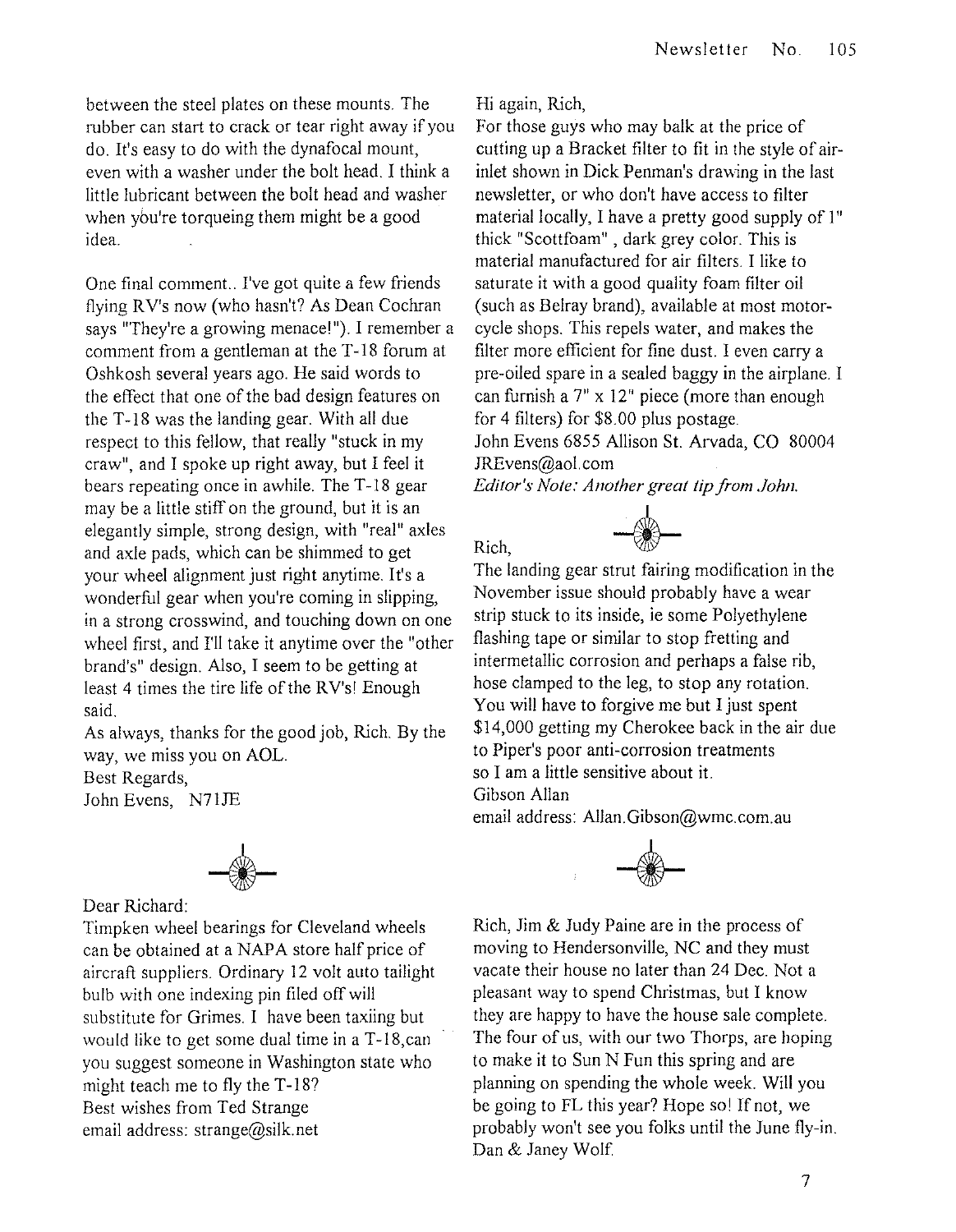between the steel plates on these mounts. The rubber can start to crack or tear right away if you do. It's easy to do with the dynafocal mount, even with a washer under the bolt head. I think a little lubricant between the bolt head and washer when you're torqueing them might be a good idea.

One final comment.. I've got quite a few friends flying RV's now (who hasn't? As Dean Cochran says "They're a growing menace!"). I remember a comment from a gentleman at the T-18 forum at Oshkosh several years ago. He said words to the effect that one of the bad design features on the T-18 was the landing gear. With all due respect to this fellow, that really "stuck in my craw", and I spoke up right away, but I feel it bears repeating once in awhile. The T-18 gear may be a little stiff on the ground, but it is an elegantly simple, strong design, with "real" axles and axle pads, which can be shimmed to get your wheel alignment just right anytime. It's a wonderful gear when you're coming in slipping, in a strong crosswind, and touching down on one wheel first, and I'll take it anytime over the "other brand's" design. Also, I seem to be getting at least 4 times the tire life of the RV's! Enough said.

As always, thanks for the good job, Rich. By the way, we miss you on AOL.

Best Regards,

John Evens, N71JE

---

Dear Richard:

Timpken wheel bearings for Cleveland wheels can be obtained at a NAPA store half price of aircraft suppliers. Ordinary 12 volt auto tailight bulb with one indexing pin filed off will substitute for Grimes. I have been taxiing but would like to get some dual time in a T-18, can you suggest someone in Washington state who might teach me to fly the T-18?

Best wishes from Ted Strange

email address: strange@silk.net

---

Hi again, Rich,

For those guys who may balk at the price of cutting up a Bracket filter to fit in the style of air-inlet shown in Dick Penman's drawing in the last newsletter, or who don't have access to filter material locally, I have a pretty good supply of 1" thick "Scottfoam", dark grey color. This is material manufactured for air filters. I like to saturate it with a good quality foam filter oil (such as Belray brand), available at most motorcycle shops. This repels water, and makes the filter more efficient for fine dust. I even carry a pre-oiled spare in a sealed baggy in the airplane. I can furnish a 7" x 12" piece (more than enough for 4 filters) for $8.00 plus postage.

John Evens 6855 Allison St. Arvada, CO 80004

JREvens@aol.com

*Editor's Note: Another great tip from John.*

---

Rich,

The landing gear strut fairing modification in the November issue should probably have a wear strip stuck to its inside, ie some Polyethylene flashing tape or similar to stop fretting and intermetallic corrosion and perhaps a false rib, hose clamped to the leg, to stop any rotation. You will have to forgive me but I just spent $14,000 getting my Cherokee back in the air due to Piper's poor anti-corrosion treatments so I am a little sensitive about it.

Gibson Allan

email address: Allan.Gibson@wmc.com.au

---

Rich, Jim & Judy Paine are in the process of moving to Hendersonville, NC and they must vacate their house no later than 24 Dec. Not a pleasant way to spend Christmas, but I know they are happy to have the house sale complete. The four of us, with our two Thorps, are hoping to make it to Sun N Fun this spring and are planning on spending the whole week. Will you be going to FL this year? Hope so! If not, we probably won't see you folks until the June fly-in.

Dan & Janey Wolf.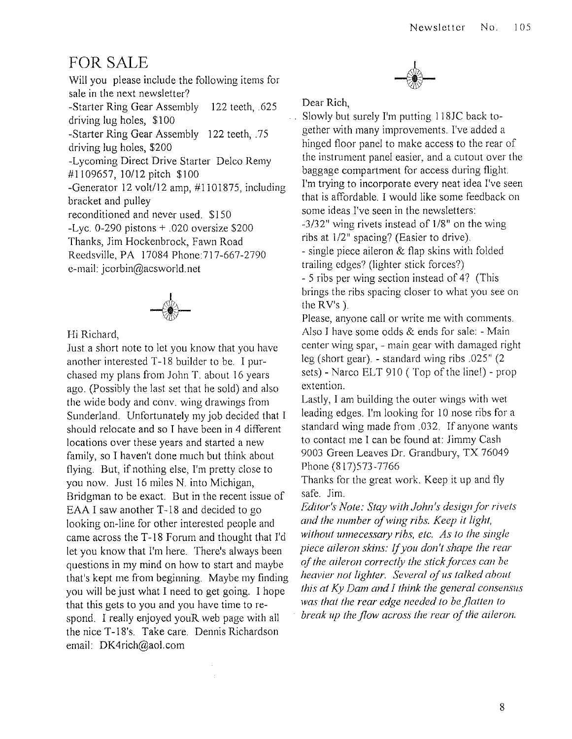# FOR SALE

Will you please include the following items for sale in the next newsletter?

-Starter Ring Gear Assembly 122 teeth, .625 driving lug holes, $100
-Starter Ring Gear Assembly 122 teeth, .75 driving lug holes, $200
-Lycoming Direct Drive Starter Delco Remy #1109657, 10/12 pitch $100
-Generator 12 volt/12 amp, #1101875, including bracket and pulley
reconditioned and never used. $150
-Lyc. 0-290 pistons + .020 oversize $200

Thanks, Jim Hockenbrock, Fawn Road
Reedsville, PA 17084 Phone:717-667-2790
e-mail: jcorbin@acsworld.net

Hi Richard,

Just a short note to let you know that you have another interested T-18 builder to be. I purchased my plans from John T. about 16 years ago. (Possibly the last set that he sold) and also the wide body and conv. wing drawings from Sunderland. Unfortunately my job decided that I should relocate and so I have been in 4 different locations over these years and started a new family, so I haven't done much but think about flying. But, if nothing else, I'm pretty close to you now. Just 16 miles N. into Michigan, Bridgman to be exact. But in the recent issue of EAA I saw another T-18 and decided to go looking on-line for other interested people and came across the T-18 Forum and thought that I'd let you know that I'm here. There's always been questions in my mind on how to start and maybe that's kept me from beginning. Maybe my finding you will be just what I need to get going. I hope that this gets to you and you have time to respond. I really enjoyed youR web page with all the nice T-18's. Take care. Dennis Richardson
email: DK4rich@aol.com

Dear Rich,

Slowly but surely I'm putting 118JC back together with many improvements. I've added a hinged floor panel to make access to the rear of the instrument panel easier, and a cutout over the baggage compartment for access during flight. I'm trying to incorporate every neat idea I've seen that is affordable. I would like some feedback on some ideas I've seen in the newsletters:
-3/32" wing rivets instead of 1/8" on the wing ribs at 1/2" spacing? (Easier to drive).
- single piece aileron & flap skins with folded trailing edges? (lighter stick forces?)
- 5 ribs per wing section instead of 4? (This brings the ribs spacing closer to what you see on the RV's ).

Please, anyone call or write me with comments. Also I have some odds & ends for sale: - Main center wing spar, - main gear with damaged right leg (short gear). - standard wing ribs .025" (2 sets) - Narco ELT 910 ( Top of the line!) - prop extention.

Lastly, I am building the outer wings with wet leading edges. I'm looking for 10 nose ribs for a standard wing made from .032. If anyone wants to contact me I can be found at: Jimmy Cash 9003 Green Leaves Dr. Grandbury, TX 76049 Phone (817)573-7766

Thanks for the great work. Keep it up and fly safe. Jim.

*Editor's Note: Stay with John's design for rivets and the number of wing ribs. Keep it light, without unnecessary ribs, etc. As to the single piece aileron skins: If you don't shape the rear of the aileron correctly the stick forces can be heavier not lighter. Several of us talked about this at Ky Dam and I think the general consensus was that the rear edge needed to be flatten to break up the flow across the rear of the aileron.*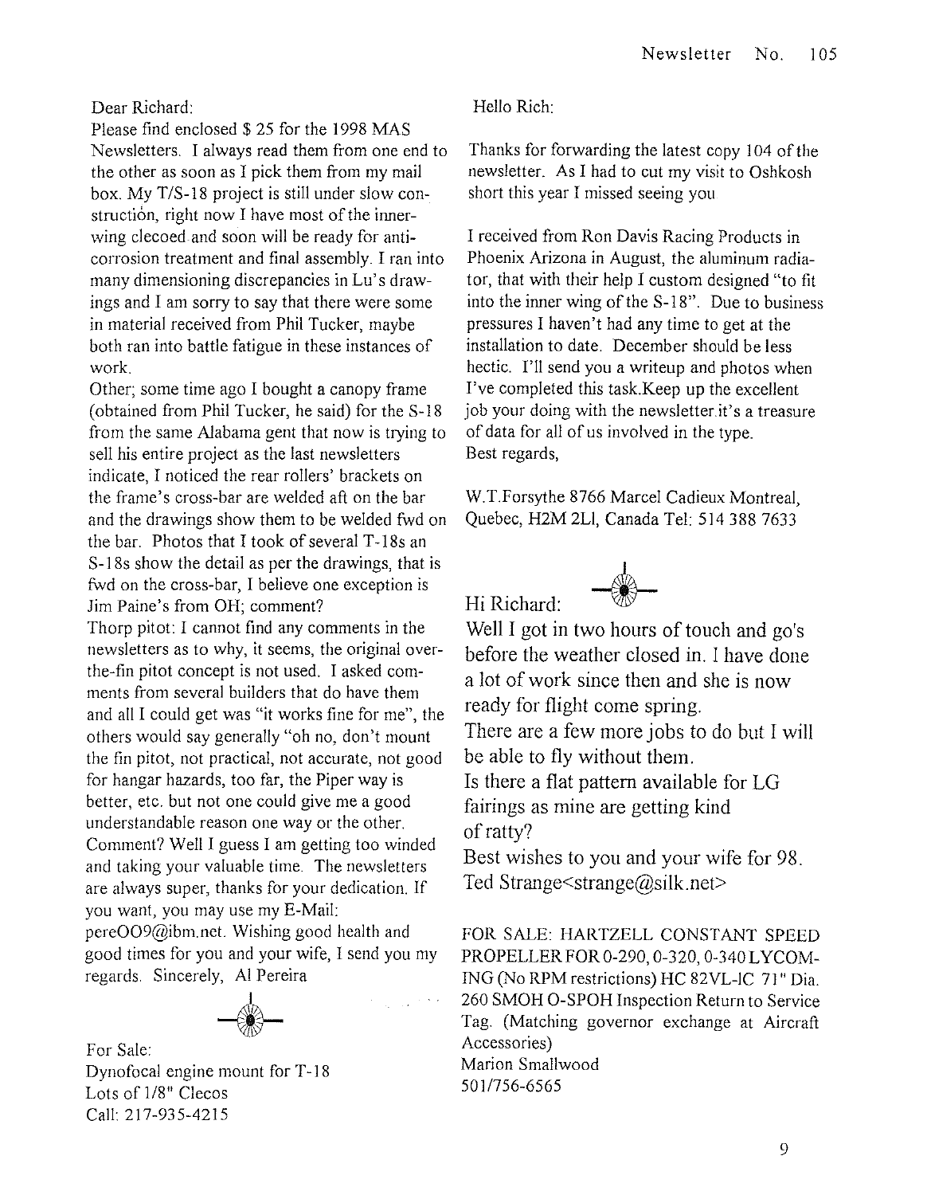Dear Richard:

Please find enclosed $ 25 for the 1998 MAS Newsletters. I always read them from one end to the other as soon as I pick them from my mail box. My T/S-18 project is still under slow construction, right now I have most of the inner-wing clecoed and soon will be ready for anti-corrosion treatment and final assembly. I ran into many dimensioning discrepancies in Lu's drawings and I am sorry to say that there were some in material received from Phil Tucker, maybe both ran into battle fatigue in these instances of work.

Other; some time ago I bought a canopy frame (obtained from Phil Tucker, he said) for the S-18 from the same Alabama gent that now is trying to sell his entire project as the last newsletters indicate, I noticed the rear rollers' brackets on the frame's cross-bar are welded aft on the bar and the drawings show them to be welded fwd on the bar. Photos that I took of several T-18s an S-18s show the detail as per the drawings, that is fwd on the cross-bar, I believe one exception is Jim Paine's from OH; comment?

Thorp pitot: I cannot find any comments in the newsletters as to why, it seems, the original over-the-fin pitot concept is not used. I asked comments from several builders that do have them and all I could get was "it works fine for me", the others would say generally "oh no, don't mount the fin pitot, not practical, not accurate, not good for hangar hazards, too far, the Piper way is better, etc. but not one could give me a good understandable reason one way or the other. Comment? Well I guess I am getting too winded and taking your valuable time. The newsletters are always super, thanks for your dedication. If you want, you may use my E-Mail: pereOO9@ibm.net. Wishing good health and good times for you and your wife, I send you my regards. Sincerely, Al Pereira

For Sale:
Dynofocal engine mount for T-18
Lots of 1/8" Clecos
Call: 217-935-4215

Hello Rich:

Thanks for forwarding the latest copy 104 of the newsletter. As I had to cut my visit to Oshkosh short this year I missed seeing you

I received from Ron Davis Racing Products in Phoenix Arizona in August, the aluminum radiator, that with their help I custom designed "to fit into the inner wing of the S-18". Due to business pressures I haven't had any time to get at the installation to date. December should be less hectic. I'll send you a writeup and photos when I've completed this task.Keep up the excellent job your doing with the newsletter.it's a treasure of data for all of us involved in the type.
Best regards,

W.T.Forsythe 8766 Marcel Cadieux Montreal, Quebec, H2M 2Ll, Canada Tel: 514 388 7633

Hi Richard:

Well I got in two hours of touch and go's before the weather closed in. I have done a lot of work since then and she is now ready for flight come spring.
There are a few more jobs to do but I will be able to fly without them.
Is there a flat pattern available for LG fairings as mine are getting kind of ratty?
Best wishes to you and your wife for 98.
Ted Strange<strange@silk.net>

FOR SALE: HARTZELL CONSTANT SPEED PROPELLER FOR 0-290, 0-320, 0-340 LYCOMING (No RPM restrictions) HC 82VL-lC 71" Dia. 260 SMOH O-SPOH Inspection Return to Service Tag. (Matching governor exchange at Aircraft Accessories)
Marion Smallwood
501/756-6565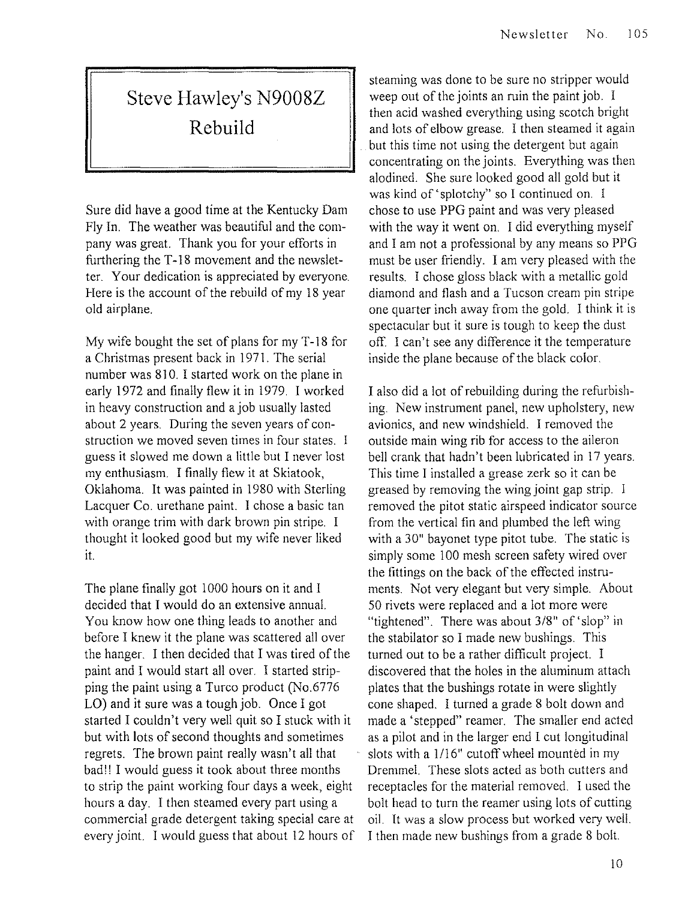# Steve Hawley's N9008Z Rebuild

Sure did have a good time at the Kentucky Dam Fly In. The weather was beautiful and the company was great. Thank you for your efforts in furthering the T-18 movement and the newsletter. Your dedication is appreciated by everyone. Here is the account of the rebuild of my 18 year old airplane.

My wife bought the set of plans for my T-18 for a Christmas present back in 1971. The serial number was 810. I started work on the plane in early 1972 and finally flew it in 1979. I worked in heavy construction and a job usually lasted about 2 years. During the seven years of construction we moved seven times in four states. I guess it slowed me down a little but I never lost my enthusiasm. I finally flew it at Skiatook, Oklahoma. It was painted in 1980 with Sterling Lacquer Co. urethane paint. I chose a basic tan with orange trim with dark brown pin stripe. I thought it looked good but my wife never liked it.

The plane finally got 1000 hours on it and I decided that I would do an extensive annual. You know how one thing leads to another and before I knew it the plane was scattered all over the hanger. I then decided that I was tired of the paint and I would start all over. I started stripping the paint using a Turco product (No.6776 LO) and it sure was a tough job. Once I got started I couldn't very well quit so I stuck with it but with lots of second thoughts and sometimes regrets. The brown paint really wasn't all that bad!! I would guess it took about three months to strip the paint working four days a week, eight hours a day. I then steamed every part using a commercial grade detergent taking special care at every joint. I would guess that about 12 hours of steaming was done to be sure no stripper would weep out of the joints an ruin the paint job. I then acid washed everything using scotch bright and lots of elbow grease. I then steamed it again but this time not using the detergent but again concentrating on the joints. Everything was then alodined. She sure looked good all gold but it was kind of 'splotchy" so I continued on. I chose to use PPG paint and was very pleased with the way it went on. I did everything myself and I am not a professional by any means so PPG must be user friendly. I am very pleased with the results. I chose gloss black with a metallic gold diamond and flash and a Tucson cream pin stripe one quarter inch away from the gold. I think it is spectacular but it sure is tough to keep the dust off. I can't see any difference it the temperature inside the plane because of the black color.

I also did a lot of rebuilding during the refurbishing. New instrument panel, new upholstery, new avionics, and new windshield. I removed the outside main wing rib for access to the aileron bell crank that hadn't been lubricated in 17 years. This time I installed a grease zerk so it can be greased by removing the wing joint gap strip. I removed the pitot static airspeed indicator source from the vertical fin and plumbed the left wing with a 30" bayonet type pitot tube. The static is simply some 100 mesh screen safety wired over the fittings on the back of the effected instruments. Not very elegant but very simple. About 50 rivets were replaced and a lot more were "tightened". There was about 3/8" of 'slop" in the stabilator so I made new bushings. This turned out to be a rather difficult project. I discovered that the holes in the aluminum attach plates that the bushings rotate in were slightly cone shaped. I turned a grade 8 bolt down and made a 'stepped" reamer. The smaller end acted as a pilot and in the larger end I cut longitudinal slots with a 1/16" cutoff wheel mounted in my Dremmel. These slots acted as both cutters and receptacles for the material removed. I used the bolt head to turn the reamer using lots of cutting oil. It was a slow process but worked very well. I then made new bushings from a grade 8 bolt.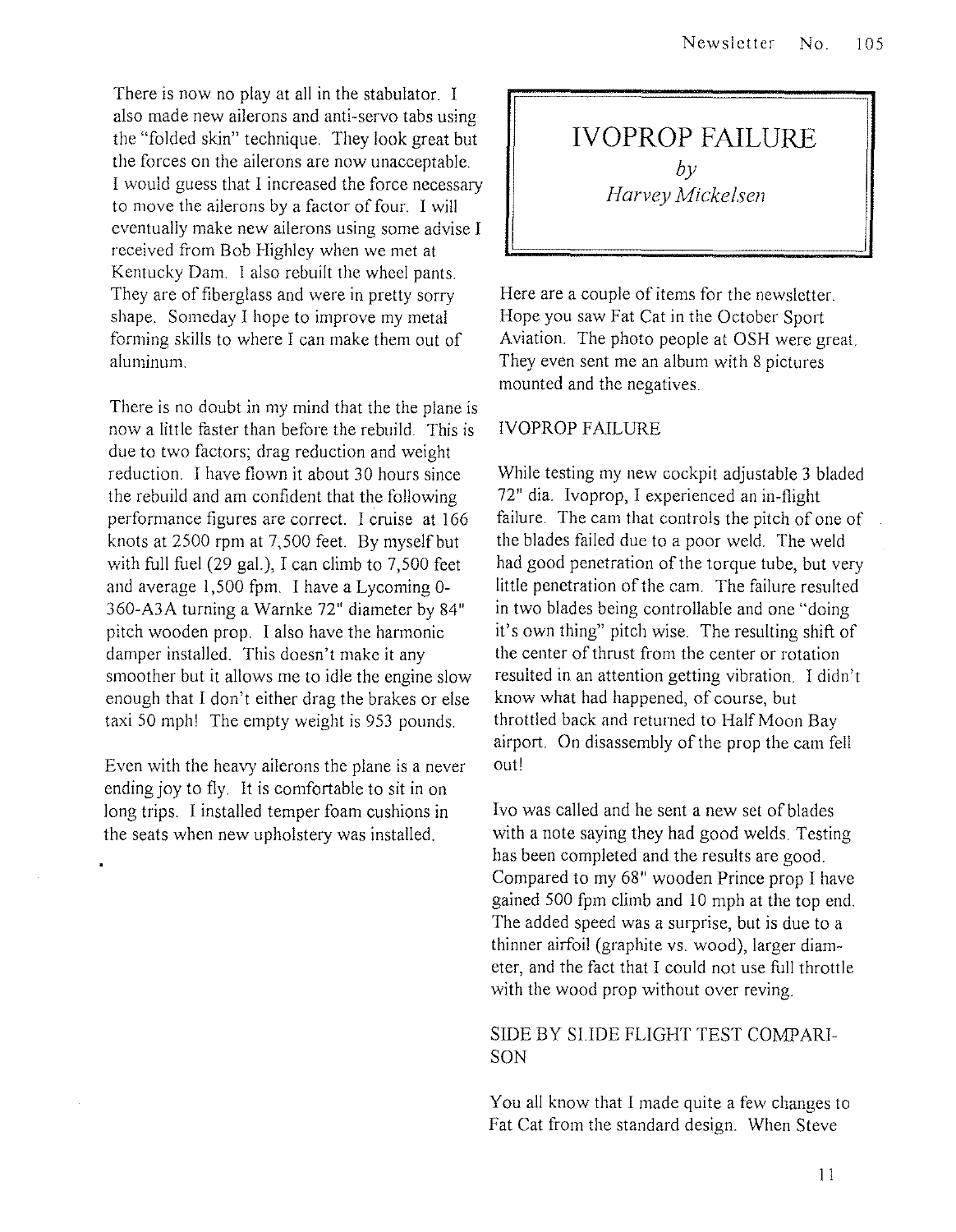There is now no play at all in the stabulator. I also made new ailerons and anti-servo tabs using the "folded skin" technique. They look great but the forces on the ailerons are now unacceptable. I would guess that I increased the force necessary to move the ailerons by a factor of four. I will eventually make new ailerons using some advise I received from Bob Highley when we met at Kentucky Dam. I also rebuilt the wheel pants. They are of fiberglass and were in pretty sorry shape. Someday I hope to improve my metal forming skills to where I can make them out of aluminum.

There is no doubt in my mind that the the plane is now a little faster than before the rebuild. This is due to two factors; drag reduction and weight reduction. I have flown it about 30 hours since the rebuild and am confident that the following performance figures are correct. I cruise at 166 knots at 2500 rpm at 7,500 feet. By myself but with full fuel (29 gal.), I can climb to 7,500 feet and average 1,500 fpm. I have a Lycoming 0-360-A3A turning a Warnke 72" diameter by 84" pitch wooden prop. I also have the harmonic damper installed. This doesn't make it any smoother but it allows me to idle the engine slow enough that I don't either drag the brakes or else taxi 50 mph! The empty weight is 953 pounds.

Even with the heavy ailerons the plane is a never ending joy to fly. It is comfortable to sit in on long trips. I installed temper foam cushions in the seats when new upholstery was installed.

# IVOPROP FAILURE

*by*

*Harvey Mickelsen*

Here are a couple of items for the newsletter. Hope you saw Fat Cat in the October Sport Aviation. The photo people at OSH were great. They even sent me an album with 8 pictures mounted and the negatives.

IVOPROP FAILURE

While testing my new cockpit adjustable 3 bladed 72" dia. Ivoprop, I experienced an in-flight failure. The cam that controls the pitch of one of the blades failed due to a poor weld. The weld had good penetration of the torque tube, but very little penetration of the cam. The failure resulted in two blades being controllable and one "doing it's own thing" pitch wise. The resulting shift of the center of thrust from the center or rotation resulted in an attention getting vibration. I didn't know what had happened, of course, but throttled back and returned to Half Moon Bay airport. On disassembly of the prop the cam fell out!

Ivo was called and he sent a new set of blades with a note saying they had good welds. Testing has been completed and the results are good. Compared to my 68" wooden Prince prop I have gained 500 fpm climb and 10 mph at the top end. The added speed was a surprise, but is due to a thinner airfoil (graphite vs. wood), larger diameter, and the fact that I could not use full throttle with the wood prop without over reving.

SIDE BY SLIDE FLIGHT TEST COMPARISON

You all know that I made quite a few changes to Fat Cat from the standard design. When Steve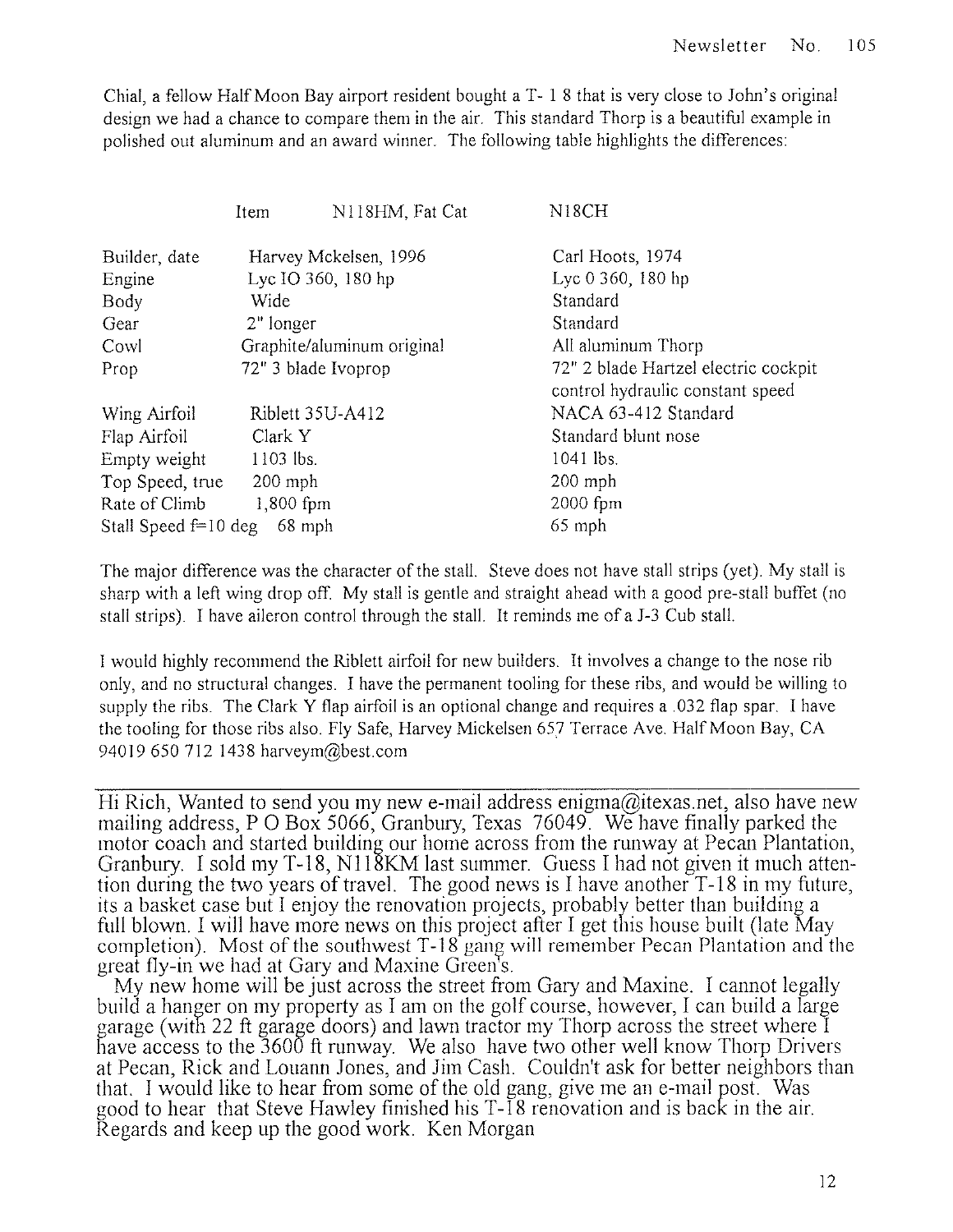Chial, a fellow Half Moon Bay airport resident bought a T- 1 8 that is very close to John's original design we had a chance to compare them in the air. This standard Thorp is a beautiful example in polished out aluminum and an award winner. The following table highlights the differences:

| Item | N118HM, Fat Cat | N18CH |
|---|---|---|
| Builder, date | Harvey Mckelsen, 1996 | Carl Hoots, 1974 |
| Engine | Lyc IO 360, 180 hp | Lyc 0 360, 180 hp |
| Body | Wide | Standard |
| Gear | 2" longer | Standard |
| Cowl | Graphite/aluminum original | All aluminum Thorp |
| Prop | 72" 3 blade Ivoprop | 72" 2 blade Hartzel electric cockpit control hydraulic constant speed |
| Wing Airfoil | Riblett 35U-A412 | NACA 63-412 Standard |
| Flap Airfoil | Clark Y | Standard blunt nose |
| Empty weight | 1103 lbs. | 1041 lbs. |
| Top Speed, true | 200 mph | 200 mph |
| Rate of Climb | 1,800 fpm | 2000 fpm |
| Stall Speed f=10 deg | 68 mph | 65 mph |

The major difference was the character of the stall. Steve does not have stall strips (yet). My stall is sharp with a left wing drop off. My stall is gentle and straight ahead with a good pre-stall buffet (no stall strips). I have aileron control through the stall. It reminds me of a J-3 Cub stall.

I would highly recommend the Riblett airfoil for new builders. It involves a change to the nose rib only, and no structural changes. I have the permanent tooling for these ribs, and would be willing to supply the ribs. The Clark Y flap airfoil is an optional change and requires a .032 flap spar. I have the tooling for those ribs also. Fly Safe, Harvey Mickelsen 657 Terrace Ave. Half Moon Bay, CA 94019 650 712 1438 harveym@best.com

---

Hi Rich, Wanted to send you my new e-mail address enigma@itexas.net, also have new mailing address, P O Box 5066, Granbury, Texas 76049. We have finally parked the motor coach and started building our home across from the runway at Pecan Plantation, Granbury. I sold my T-18, N118KM last summer. Guess I had not given it much attention during the two years of travel. The good news is I have another T-18 in my future, its a basket case but I enjoy the renovation projects, probably better than building a full blown. I will have more news on this project after I get this house built (late May completion). Most of the southwest T-18 gang will remember Pecan Plantation and the great fly-in we had at Gary and Maxine Green's.

My new home will be just across the street from Gary and Maxine. I cannot legally build a hanger on my property as I am on the golf course, however, I can build a large garage (with 22 ft garage doors) and lawn tractor my Thorp across the street where I have access to the 3600 ft runway. We also have two other well know Thorp Drivers at Pecan, Rick and Louann Jones, and Jim Cash. Couldn't ask for better neighbors than that. I would like to hear from some of the old gang, give me an e-mail post. Was good to hear that Steve Hawley finished his T-18 renovation and is back in the air. Regards and keep up the good work. Ken Morgan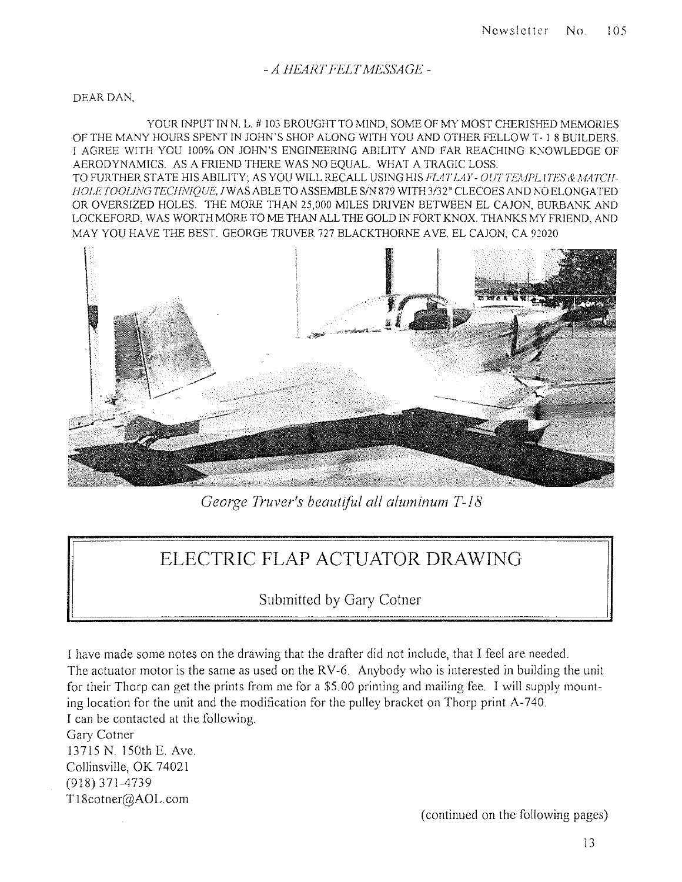*- A HEART FELT MESSAGE -*

DEAR DAN,

YOUR INPUT IN N. L. # 103 BROUGHT TO MIND, SOME OF MY MOST CHERISHED MEMORIES OF THE MANY HOURS SPENT IN JOHN'S SHOP ALONG WITH YOU AND OTHER FELLOW T- 1 8 BUILDERS. I AGREE WITH YOU 100% ON JOHN'S ENGINEERING ABILITY AND FAR REACHING KNOWLEDGE OF AERODYNAMICS. AS A FRIEND THERE WAS NO EQUAL. WHAT A TRAGIC LOSS.
TO FURTHER STATE HIS ABILITY; AS YOU WILL RECALL USING HIS *FLAT LAY - OUT TEMPLATES & MATCH-HOLE TOOLING TECHNIQUE, I* WAS ABLE TO ASSEMBLE S/N 879 WITH 3/32" CLECOES AND NO ELONGATED OR OVERSIZED HOLES. THE MORE THAN 25,000 MILES DRIVEN BETWEEN EL CAJON, BURBANK AND LOCKEFORD, WAS WORTH MORE TO ME THAN ALL THE GOLD IN FORT KNOX. THANKS MY FRIEND, AND MAY YOU HAVE THE BEST. GEORGE TRUVER 727 BLACKTHORNE AVE. EL CAJON, CA 92020

*George Truver's beautiful all aluminum T-18*

## ELECTRIC FLAP ACTUATOR DRAWING

Submitted by Gary Cotner

I have made some notes on the drawing that the drafter did not include, that I feel are needed. The actuator motor is the same as used on the RV-6. Anybody who is interested in building the unit for their Thorp can get the prints from me for a $5.00 printing and mailing fee. I will supply mounting location for the unit and the modification for the pulley bracket on Thorp print A-740.
I can be contacted at the following.
Gary Cotner
13715 N. 150th E. Ave.
Collinsville, OK 74021
(918) 371-4739
T18cotner@AOL.com

(continued on the following pages)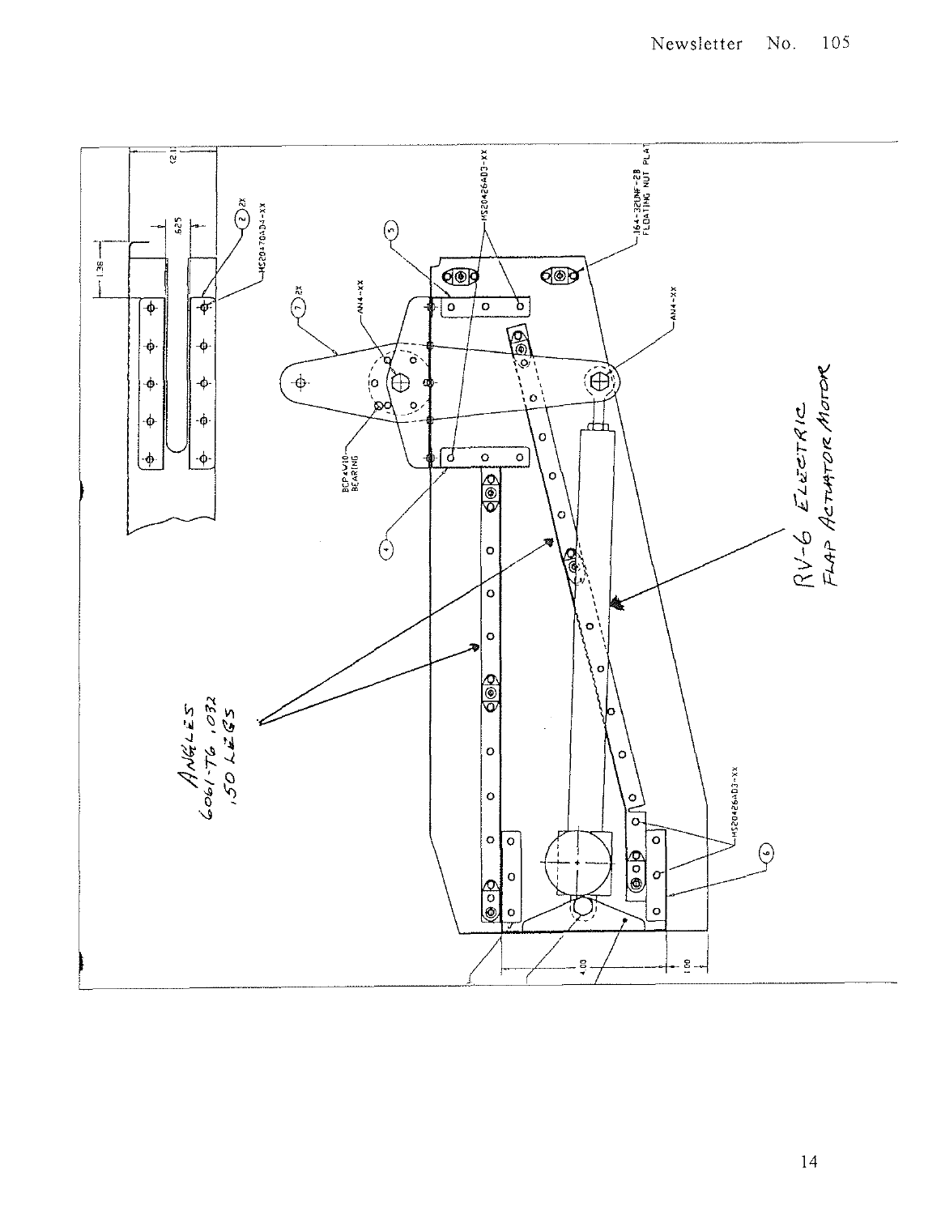RV-6 ELECTRIC FLAP ACTUATOR MOTOR

ANGLES 6061-T6 .032 .50 LEGS

MS20470AD4-XX

MS20426AD3-XX

.164-32UNF-2B FLOATING NUT PLAT

AN4-XX

BCP4W10 BEARING

1.38

.625

.21

4.00

1.00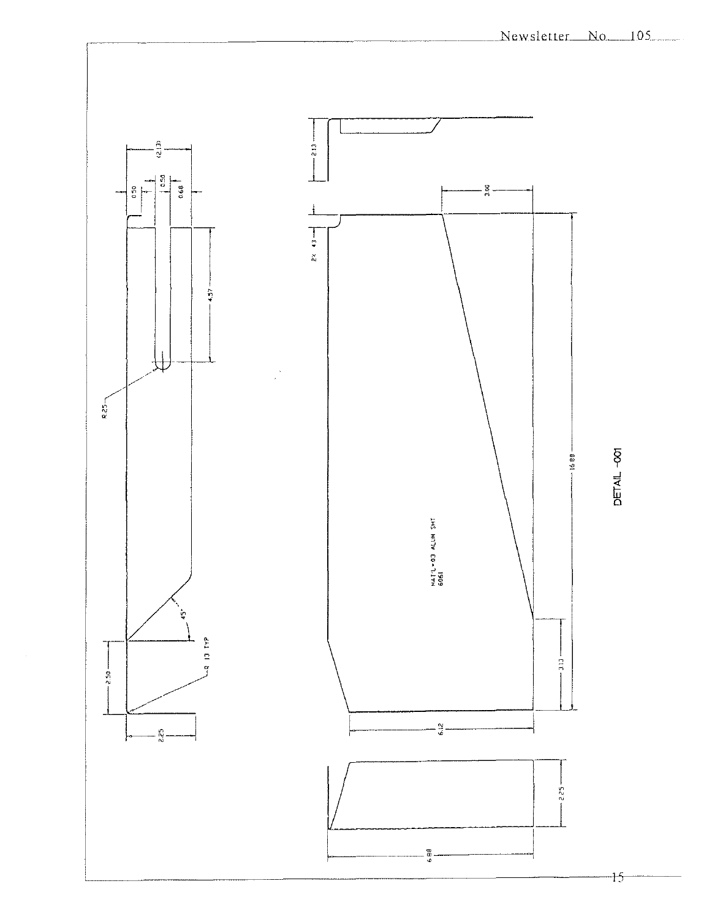R.25

R.13 TYP

45°

(2.13)

0.50

0.50

0.68

4.57

2.50

2.25

2.13

3.00

2X .43

MAT'L-.03 ALUM SHT 6061

16.88

3.13

6.12

2.25

6.88

DETAIL -001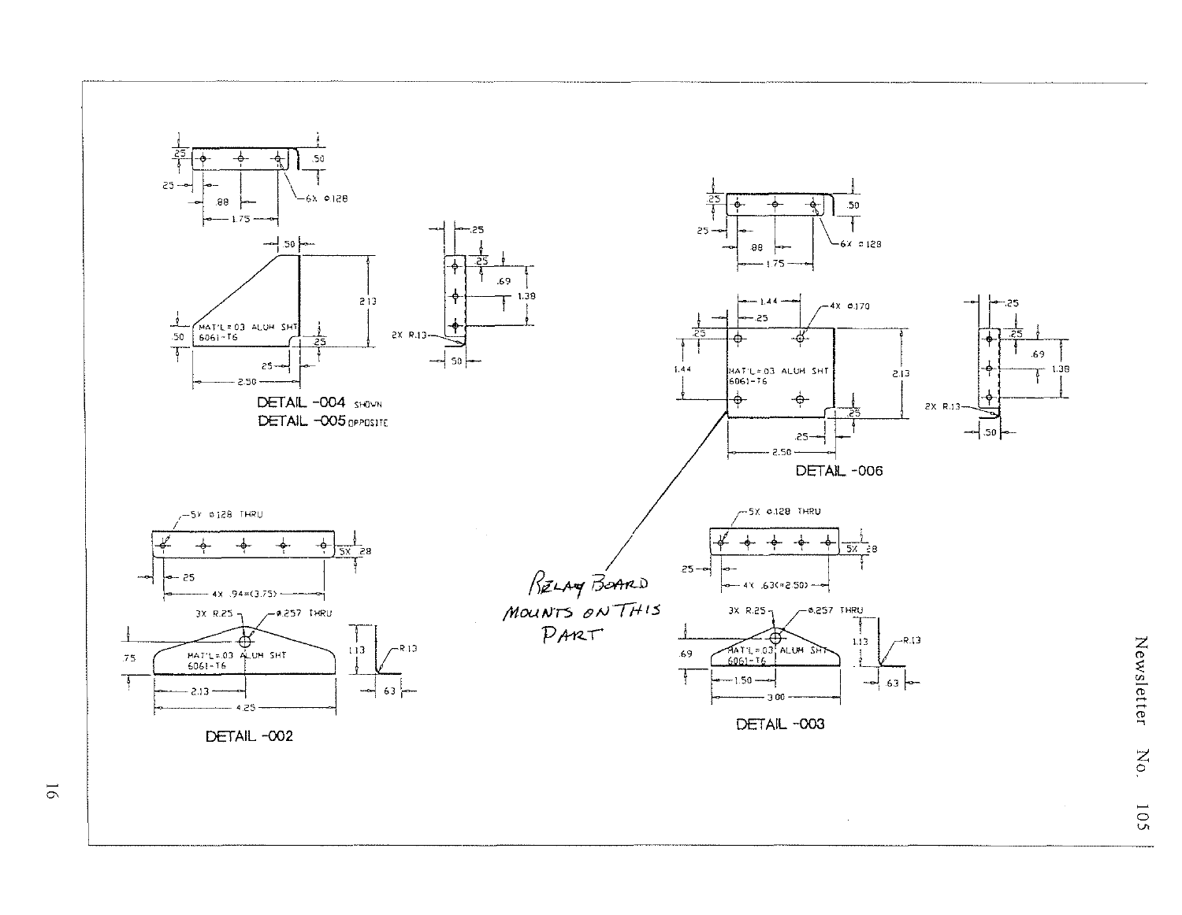DETAIL -004 SHOWN
DETAIL -005 OPPOSITE

MAT'L = .03 ALUM SHT 6061-T6

6X ⌀.128

2X R.13

DETAIL -006

MAT'L = .03 ALUM SHT 6061-T6

4X ⌀.170

6X ⌀.128

2X R.13

RELAY BOARD MOUNTS ON THIS PART

DETAIL -002

5X ⌀.128 THRU

4X .94=(3.75)

3X R.25

⌀.257 THRU

MAT'L = .03 ALUM SHT 6061-T6

R.13

DETAIL -003

5X ⌀.128 THRU

4X .63(=2.50)

3X R.25

⌀.257 THRU

MAT'L = .03 ALUM SHT 6061-T6

R.13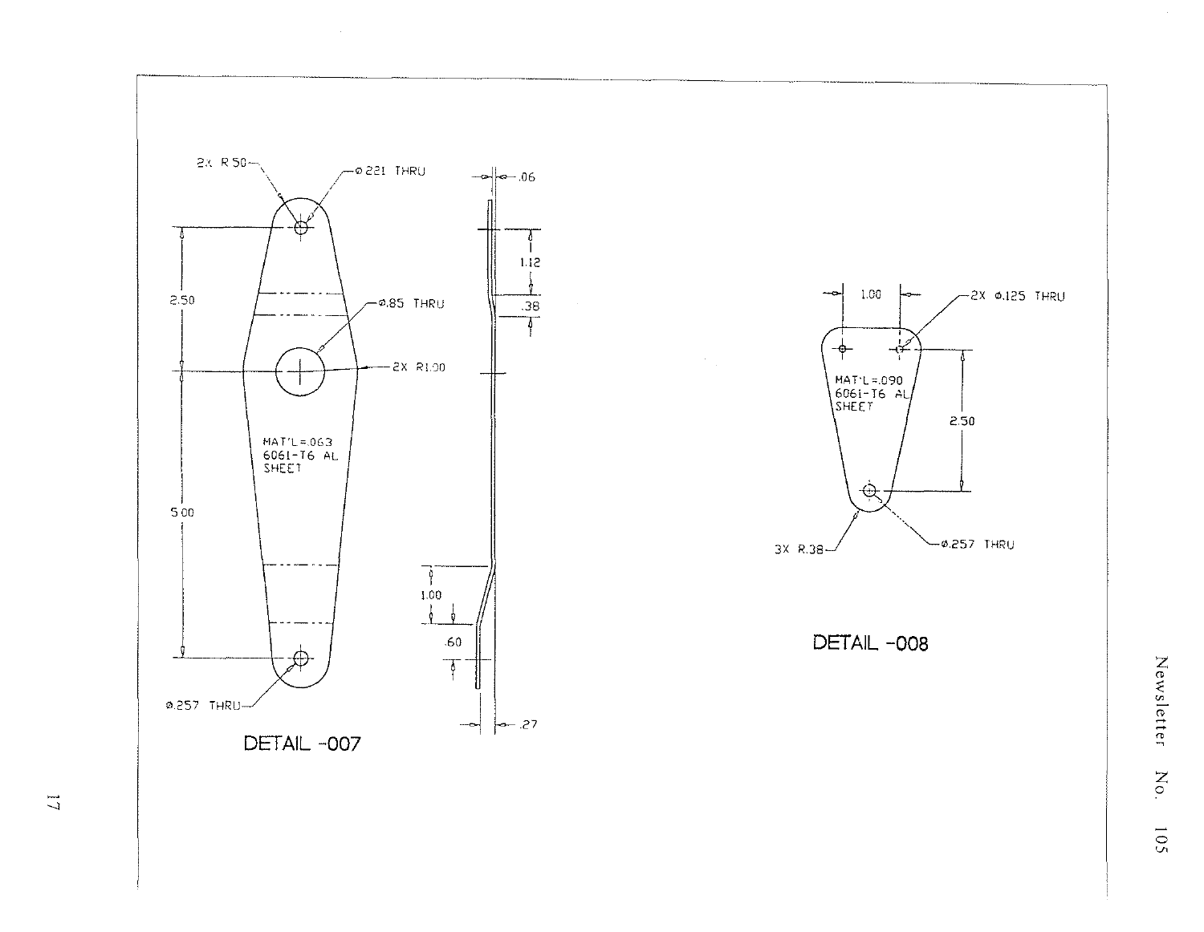2X R.50

⌀.221 THRU

.06

1.12

.38

2.50

⌀.85 THRU

2X R1.00

MAT'L=.063
6061-T6 AL
SHEET

5.00

1.00

.60

⌀.257 THRU

.27

DETAIL -007

1.00

2X ⌀.125 THRU

MAT'L=.090
6061-T6 AL
SHEET

2.50

3X R.38

⌀.257 THRU

DETAIL -008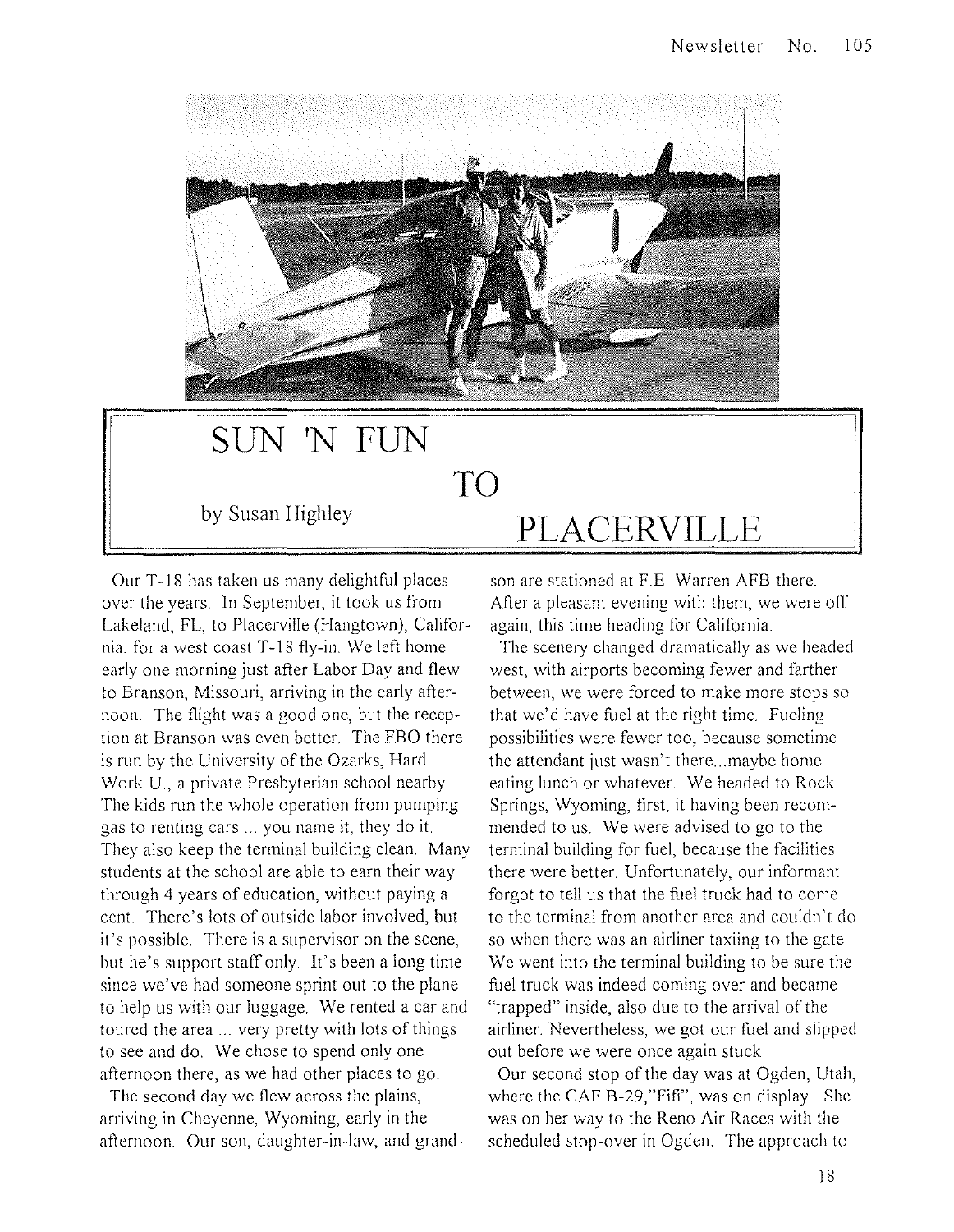# SUN 'N FUN TO PLACERVILLE

by Susan Highley

Our T-18 has taken us many delightful places over the years. In September, it took us from Lakeland, FL, to Placerville (Hangtown), California, for a west coast T-18 fly-in. We left home early one morning just after Labor Day and flew to Branson, Missouri, arriving in the early afternoon. The flight was a good one, but the reception at Branson was even better. The FBO there is run by the University of the Ozarks, Hard Work U., a private Presbyterian school nearby. The kids run the whole operation from pumping gas to renting cars ... you name it, they do it. They also keep the terminal building clean. Many students at the school are able to earn their way through 4 years of education, without paying a cent. There's lots of outside labor involved, but it's possible. There is a supervisor on the scene, but he's support staff only. It's been a long time since we've had someone sprint out to the plane to help us with our luggage. We rented a car and toured the area ... very pretty with lots of things to see and do. We chose to spend only one afternoon there, as we had other places to go.

The second day we flew across the plains, arriving in Cheyenne, Wyoming, early in the afternoon. Our son, daughter-in-law, and grandson are stationed at F.E. Warren AFB there. After a pleasant evening with them, we were off again, this time heading for California.

The scenery changed dramatically as we headed west, with airports becoming fewer and farther between, we were forced to make more stops so that we'd have fuel at the right time. Fueling possibilities were fewer too, because sometime the attendant just wasn't there...maybe home eating lunch or whatever. We headed to Rock Springs, Wyoming, first, it having been recommended to us. We were advised to go to the terminal building for fuel, because the facilities there were better. Unfortunately, our informant forgot to tell us that the fuel truck had to come to the terminal from another area and couldn't do so when there was an airliner taxiing to the gate. We went into the terminal building to be sure the fuel truck was indeed coming over and became "trapped" inside, also due to the arrival of the airliner. Nevertheless, we got our fuel and slipped out before we were once again stuck.

Our second stop of the day was at Ogden, Utah, where the CAF B-29,"Fifi", was on display. She was on her way to the Reno Air Races with the scheduled stop-over in Ogden. The approach to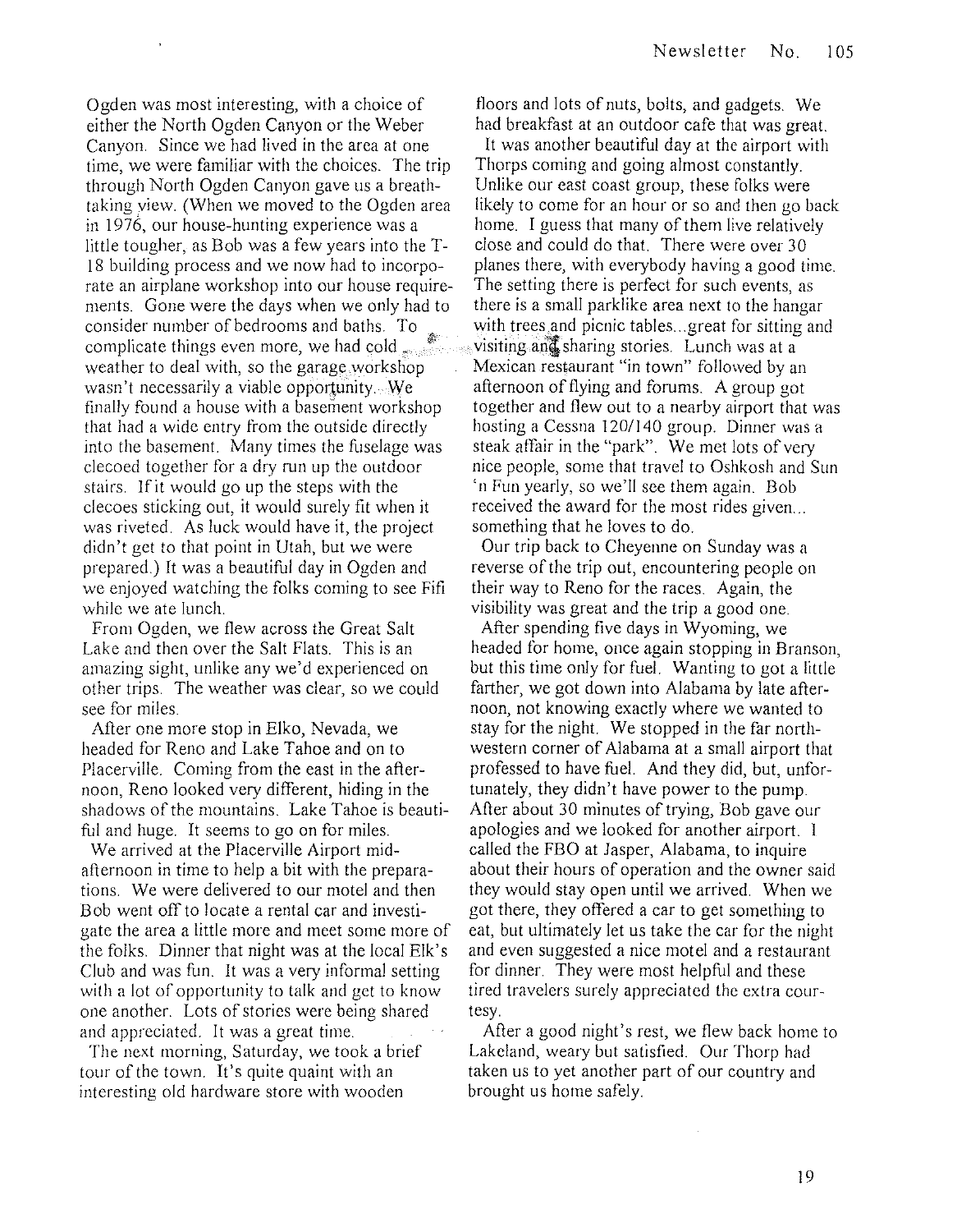Ogden was most interesting, with a choice of either the North Ogden Canyon or the Weber Canyon. Since we had lived in the area at one time, we were familiar with the choices. The trip through North Ogden Canyon gave us a breathtaking view. (When we moved to the Ogden area in 1976, our house-hunting experience was a little tougher, as Bob was a few years into the T-18 building process and we now had to incorporate an airplane workshop into our house requirements. Gone were the days when we only had to consider number of bedrooms and baths. To complicate things even more, we had cold weather to deal with, so the garage workshop wasn't necessarily a viable opportunity. We finally found a house with a basement workshop that had a wide entry from the outside directly into the basement. Many times the fuselage was clecoed together for a dry run up the outdoor stairs. If it would go up the steps with the clecoes sticking out, it would surely fit when it was riveted. As luck would have it, the project didn't get to that point in Utah, but we were prepared.) It was a beautiful day in Ogden and we enjoyed watching the folks coming to see Fifi while we ate lunch.

From Ogden, we flew across the Great Salt Lake and then over the Salt Flats. This is an amazing sight, unlike any we'd experienced on other trips. The weather was clear, so we could see for miles.

After one more stop in Elko, Nevada, we headed for Reno and Lake Tahoe and on to Placerville. Coming from the east in the afternoon, Reno looked very different, hiding in the shadows of the mountains. Lake Tahoe is beautiful and huge. It seems to go on for miles.

We arrived at the Placerville Airport mid-afternoon in time to help a bit with the preparations. We were delivered to our motel and then Bob went off to locate a rental car and investigate the area a little more and meet some more of the folks. Dinner that night was at the local Elk's Club and was fun. It was a very informal setting with a lot of opportunity to talk and get to know one another. Lots of stories were being shared and appreciated. It was a great time.

The next morning, Saturday, we took a brief tour of the town. It's quite quaint with an interesting old hardware store with wooden floors and lots of nuts, bolts, and gadgets. We had breakfast at an outdoor cafe that was great.

It was another beautiful day at the airport with Thorps coming and going almost constantly. Unlike our east coast group, these folks were likely to come for an hour or so and then go back home. I guess that many of them live relatively close and could do that. There were over 30 planes there, with everybody having a good time. The setting there is perfect for such events, as there is a small parklike area next to the hangar with trees and picnic tables...great for sitting and visiting and sharing stories. Lunch was at a Mexican restaurant "in town" followed by an afternoon of flying and forums. A group got together and flew out to a nearby airport that was hosting a Cessna 120/140 group. Dinner was a steak affair in the "park". We met lots of very nice people, some that travel to Oshkosh and Sun 'n Fun yearly, so we'll see them again. Bob received the award for the most rides given... something that he loves to do.

Our trip back to Cheyenne on Sunday was a reverse of the trip out, encountering people on their way to Reno for the races. Again, the visibility was great and the trip a good one.

After spending five days in Wyoming, we headed for home, once again stopping in Branson, but this time only for fuel. Wanting to got a little farther, we got down into Alabama by late afternoon, not knowing exactly where we wanted to stay for the night. We stopped in the far northwestern corner of Alabama at a small airport that professed to have fuel. And they did, but, unfortunately, they didn't have power to the pump. After about 30 minutes of trying, Bob gave our apologies and we looked for another airport. I called the FBO at Jasper, Alabama, to inquire about their hours of operation and the owner said they would stay open until we arrived. When we got there, they offered a car to get something to eat, but ultimately let us take the car for the night and even suggested a nice motel and a restaurant for dinner. They were most helpful and these tired travelers surely appreciated the extra courtesy.

After a good night's rest, we flew back home to Lakeland, weary but satisfied. Our Thorp had taken us to yet another part of our country and brought us home safely.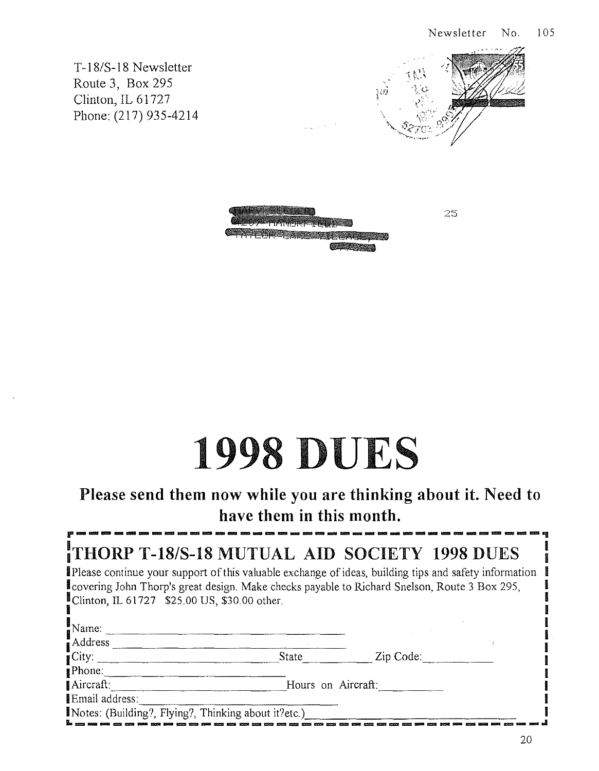T-18/S-18 Newsletter
Route 3, Box 295
Clinton, IL 61727
Phone: (217) 935-4214

# 1998 DUES

**Please send them now while you are thinking about it. Need to have them in this month.**

## THORP T-18/S-18 MUTUAL AID SOCIETY 1998 DUES

Please continue your support of this valuable exchange of ideas, building tips and safety information covering John Thorp's great design. Make checks payable to Richard Snelson, Route 3 Box 295, Clinton, IL 61727 $25.00 US, $30.00 other.

Name: \_\_\_\_\_\_\_\_\_\_\_\_\_\_\_\_\_\_\_\_\_\_\_\_\_\_\_\_\_\_

Address \_\_\_\_\_\_\_\_\_\_\_\_\_\_\_\_\_\_\_\_\_\_\_\_\_\_\_\_\_\_

City: \_\_\_\_\_\_\_\_\_\_\_\_\_\_\_\_\_\_\_\_ State\_\_\_\_\_\_\_\_ Zip Code:\_\_\_\_\_\_\_\_

Phone:\_\_\_\_\_\_\_\_\_\_\_\_\_\_\_\_\_\_\_\_\_\_\_\_\_\_\_\_\_\_

Aircraft:\_\_\_\_\_\_\_\_\_\_\_\_\_\_\_\_\_\_\_\_ Hours on Aircraft:\_\_\_\_\_\_\_\_

Email address:\_\_\_\_\_\_\_\_\_\_\_\_\_\_\_\_\_\_\_\_\_\_\_\_\_\_\_\_\_\_

Notes: (Building?, Flying?, Thinking about it?etc.)\_\_\_\_\_\_\_\_\_\_\_\_\_\_\_\_\_\_\_\_\_\_\_\_\_\_\_\_\_\_